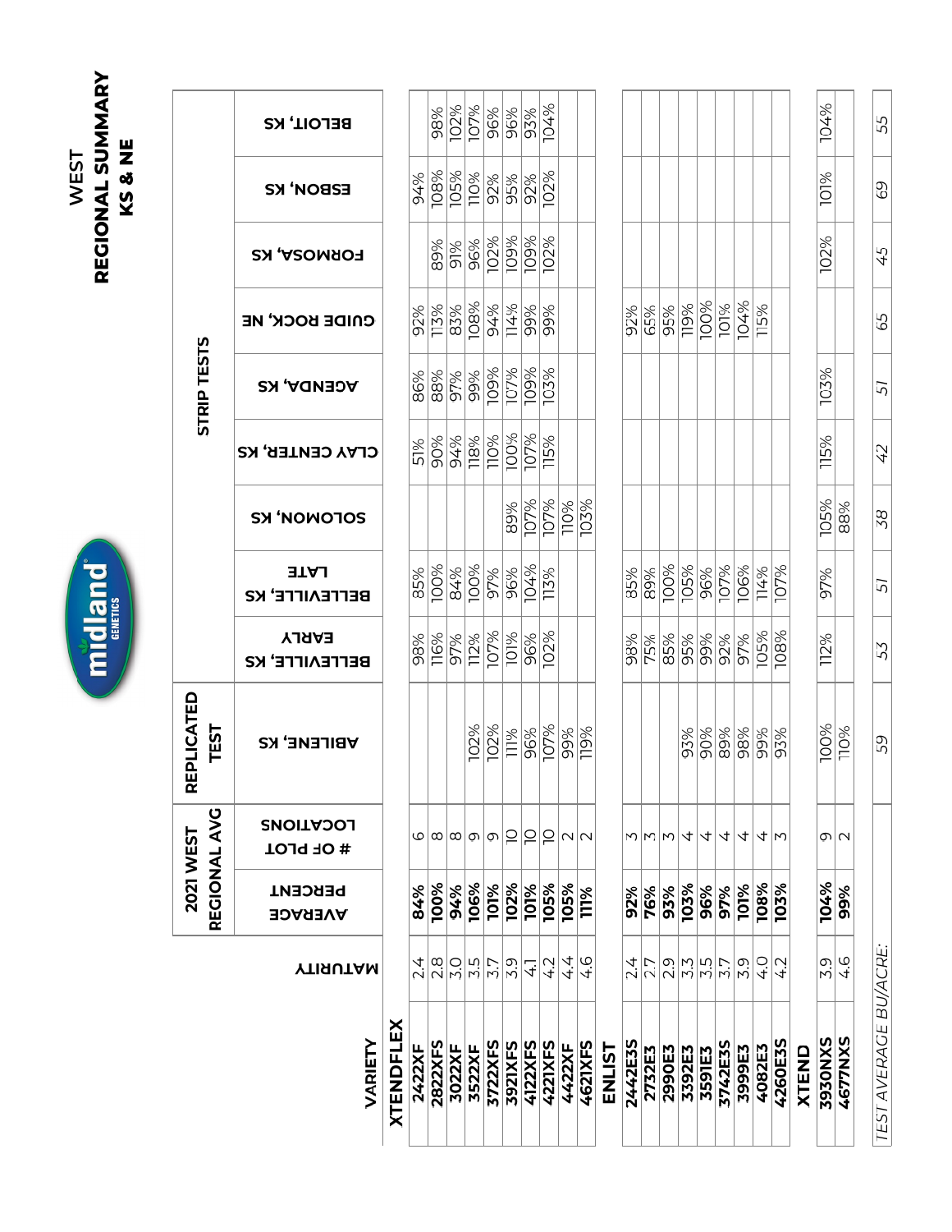# WEST REGIONAL SUMMARY KS & NE

| VARIETY | MATURITY | 2021 WEST REGIONAL AVG | | REPLICATED TEST | STRIP TESTS | | | | | | | | | |
|---|---|---|---|---|---|---|---|---|---|---|---|---|---|---|
| | | PERCENT AVERAGE | # OF PLOT LOCATIONS | ABILENE, KS | BELLEVILLE, KS EARLY | BELLEVILLE, KS LATE | SOLOMON, KS | CLAY CENTER, KS | AGENDA, KS | GUIDE ROCK, NE | FORMOSA, KS | ESBON, KS | BELOIT, KS |
| **XTENDFLEX** | | | | | | | | | | | | | |
| **2422XF** | 2.4 | **84%** | 6 | | 98% | 85% | | 51% | 86% | 92% | | 94% | |
| **2822XFS** | 2.8 | **100%** | 8 | | 116% | 100% | | 90% | 88% | 113% | 89% | 108% | 98% |
| **3022XF** | 3.0 | **94%** | 8 | | 97% | 84% | | 94% | 97% | 83% | 91% | 105% | 102% |
| **3522XF** | 3.5 | **106%** | 9 | 102% | 112% | 100% | | 118% | 99% | 108% | 96% | 110% | 107% |
| **3722XFS** | 3.7 | **101%** | 9 | 102% | 107% | 97% | | 110% | 109% | 94% | 102% | 92% | 96% |
| **3921XFS** | 3.9 | **102%** | 10 | 111% | 101% | 96% | 89% | 100% | 107% | 114% | 109% | 95% | 96% |
| **4122XFS** | 4.1 | **101%** | 10 | 96% | 96% | 104% | 107% | 107% | 109% | 99% | 109% | 92% | 93% |
| **4221XFS** | 4.2 | **105%** | 10 | 107% | 102% | 113% | 107% | 115% | 103% | 99% | 102% | 102% | 104% |
| **4422XF** | 4.4 | **105%** | 2 | 99% | | | 110% | | | | | | |
| **4621XFS** | 4.6 | **111%** | 2 | 119% | | | 103% | | | | | | |
| **ENLIST** | | | | | | | | | | | | | |
| **2442E3S** | 2.4 | **92%** | 3 | | 98% | 85% | | | | 92% | | | |
| **2732E3** | 2.7 | **76%** | 3 | | 75% | 89% | | | | 65% | | | |
| **2990E3** | 2.9 | **93%** | 3 | | 85% | 100% | | | | 95% | | | |
| **3392E3** | 3.3 | **103%** | 4 | 93% | 95% | 105% | | | | 119% | | | |
| **3591E3** | 3.5 | **96%** | 4 | 90% | 99% | 96% | | | | 100% | | | |
| **3742E3S** | 3.7 | **97%** | 4 | 89% | 92% | 107% | | | | 101% | | | |
| **3999E3** | 3.9 | **101%** | 4 | 98% | 97% | 106% | | | | 104% | | | |
| **4082E3** | 4.0 | **108%** | 4 | 99% | 105% | 114% | | | | 115% | | | |
| **4260E3S** | 4.2 | **103%** | 3 | 93% | 108% | 107% | | | | | | | |
| **XTEND** | | | | | | | | | | | | | |
| **3930NXS** | 3.9 | **104%** | 9 | 100% | 112% | 97% | 105% | 115% | 103% | | 102% | 101% | 104% |
| **4677NXS** | 4.6 | **99%** | 2 | 110% | | | 88% | | | | | | |
| *TEST AVERAGE BU/ACRE:* | | | | *59* | *53* | *51* | *38* | *42* | *51* | *65* | *45* | *69* | *55* |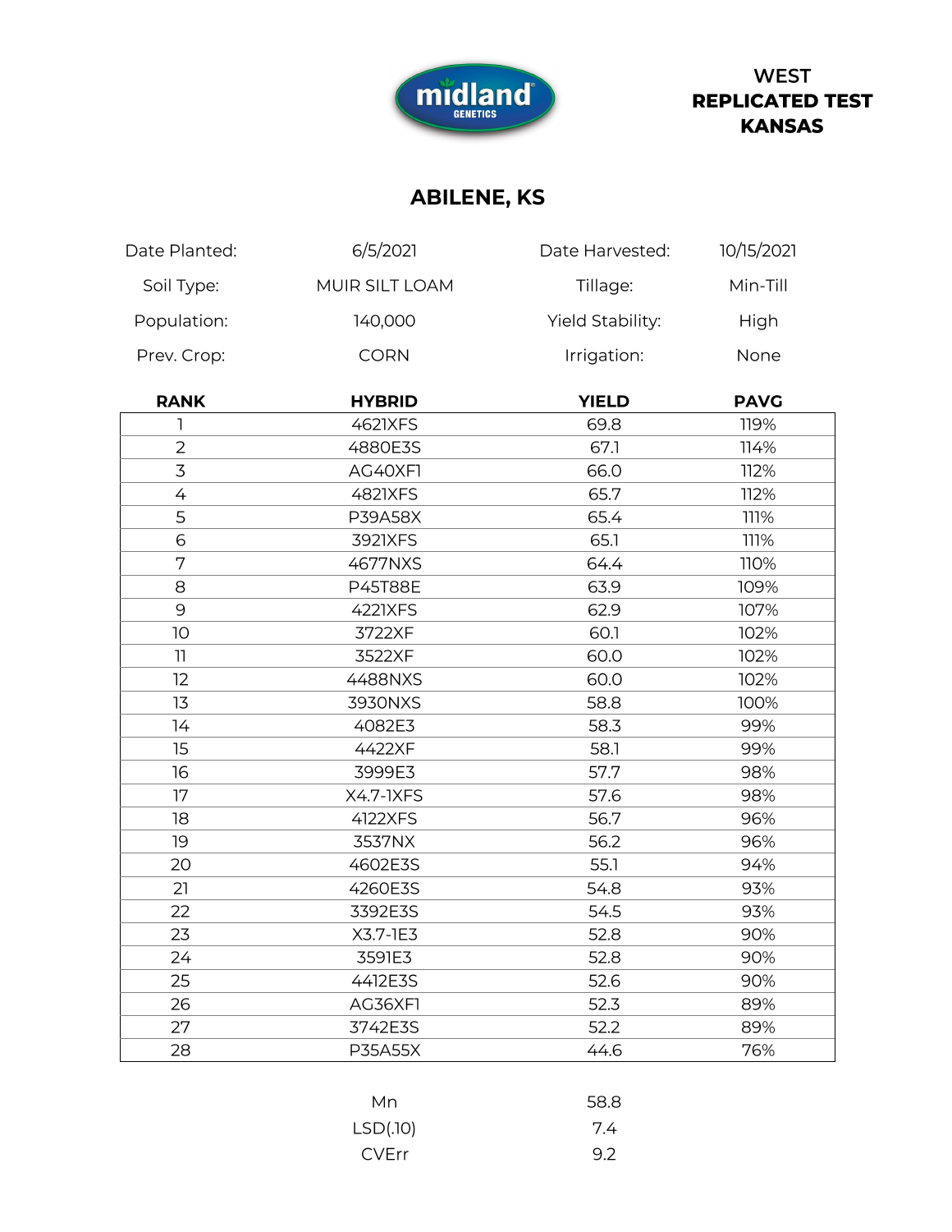midland GENETICS

**WEST**
**REPLICATED TEST**
**KANSAS**

## ABILENE, KS

| | | | |
|---|---|---|---|
| Date Planted: | 6/5/2021 | Date Harvested: | 10/15/2021 |
| Soil Type: | MUIR SILT LOAM | Tillage: | Min-Till |
| Population: | 140,000 | Yield Stability: | High |
| Prev. Crop: | CORN | Irrigation: | None |

| RANK | HYBRID | YIELD | PAVG |
|---|---|---|---|
| 1 | 4621XFS | 69.8 | 119% |
| 2 | 4880E3S | 67.1 | 114% |
| 3 | AG40XF1 | 66.0 | 112% |
| 4 | 4821XFS | 65.7 | 112% |
| 5 | P39A58X | 65.4 | 111% |
| 6 | 3921XFS | 65.1 | 111% |
| 7 | 4677NXS | 64.4 | 110% |
| 8 | P45T88E | 63.9 | 109% |
| 9 | 4221XFS | 62.9 | 107% |
| 10 | 3722XF | 60.1 | 102% |
| 11 | 3522XF | 60.0 | 102% |
| 12 | 4488NXS | 60.0 | 102% |
| 13 | 3930NXS | 58.8 | 100% |
| 14 | 4082E3 | 58.3 | 99% |
| 15 | 4422XF | 58.1 | 99% |
| 16 | 3999E3 | 57.7 | 98% |
| 17 | X4.7-1XFS | 57.6 | 98% |
| 18 | 4122XFS | 56.7 | 96% |
| 19 | 3537NX | 56.2 | 96% |
| 20 | 4602E3S | 55.1 | 94% |
| 21 | 4260E3S | 54.8 | 93% |
| 22 | 3392E3S | 54.5 | 93% |
| 23 | X3.7-1E3 | 52.8 | 90% |
| 24 | 3591E3 | 52.8 | 90% |
| 25 | 4412E3S | 52.6 | 90% |
| 26 | AG36XF1 | 52.3 | 89% |
| 27 | 3742E3S | 52.2 | 89% |
| 28 | P35A55X | 44.6 | 76% |

| | |
|---|---|
| Mn | 58.8 |
| LSD(.10) | 7.4 |
| CVErr | 9.2 |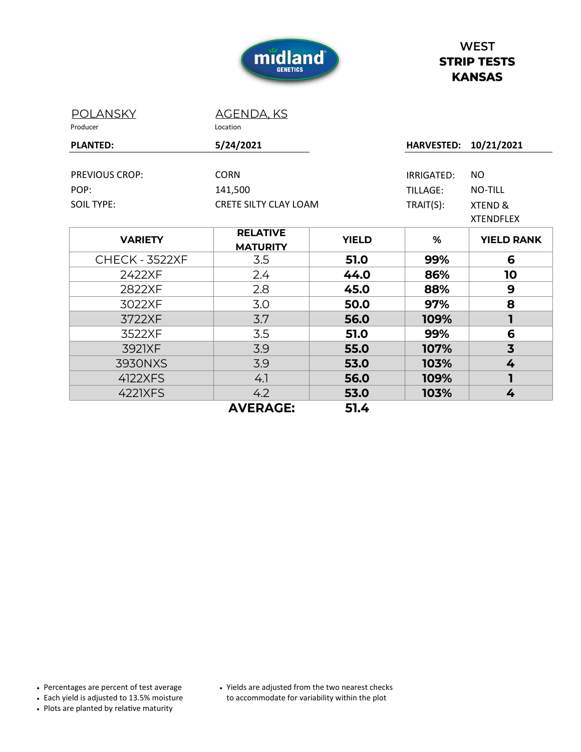midland GENETICS

**WEST**
**STRIP TESTS**
**KANSAS**

POLANSKY
Producer

AGENDA, KS
Location

**PLANTED:** **5/24/2021**

**HARVESTED:** **10/21/2021**

PREVIOUS CROP: CORN
POP: 141,500
SOIL TYPE: CRETE SILTY CLAY LOAM

IRRIGATED: NO
TILLAGE: NO-TILL
TRAIT(S): XTEND & XTENDFLEX

| VARIETY | RELATIVE MATURITY | YIELD | % | YIELD RANK |
|---|---|---|---|---|
| CHECK - 3522XF | 3.5 | **51.0** | **99%** | **6** |
| 2422XF | 2.4 | **44.0** | **86%** | **10** |
| 2822XF | 2.8 | **45.0** | **88%** | **9** |
| 3022XF | 3.0 | **50.0** | **97%** | **8** |
| 3722XF | 3.7 | **56.0** | **109%** | **1** |
| 3522XF | 3.5 | **51.0** | **99%** | **6** |
| 3921XF | 3.9 | **55.0** | **107%** | **3** |
| 3930NXS | 3.9 | **53.0** | **103%** | **4** |
| 4122XFS | 4.1 | **56.0** | **109%** | **1** |
| 4221XFS | 4.2 | **53.0** | **103%** | **4** |
| | **AVERAGE:** | **51.4** | | |

- Percentages are percent of test average
- Each yield is adjusted to 13.5% moisture
- Plots are planted by relative maturity
- Yields are adjusted from the two nearest checks to accommodate for variability within the plot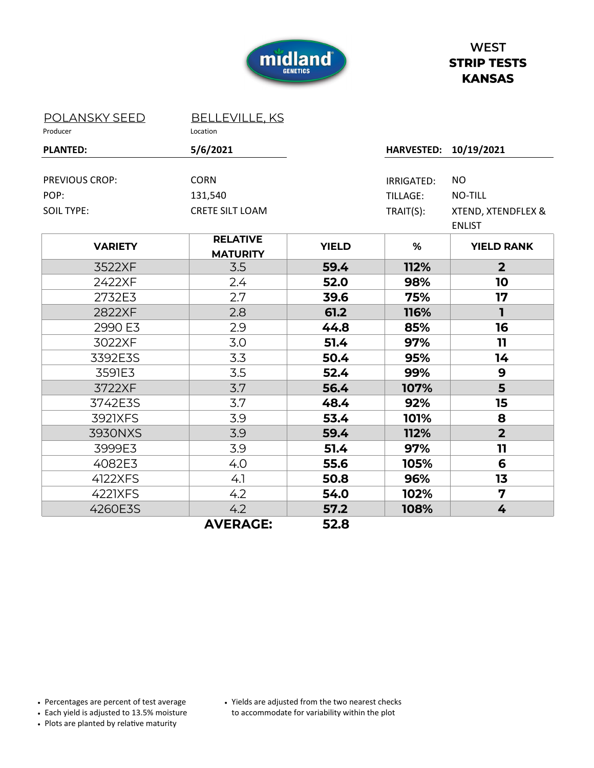# WEST STRIP TESTS KANSAS

| | | | |
|---|---|---|---|
| POLANSKY SEED | BELLEVILLE, KS | | |
| Producer | Location | | |
| **PLANTED:** | **5/6/2021** | **HARVESTED:** | **10/19/2021** |
| PREVIOUS CROP: | CORN | IRRIGATED: | NO |
| POP: | 131,540 | TILLAGE: | NO-TILL |
| SOIL TYPE: | CRETE SILT LOAM | TRAIT(S): | XTEND, XTENDFLEX & ENLIST |

| VARIETY | RELATIVE MATURITY | YIELD | % | YIELD RANK |
|---|---|---|---|---|
| 3522XF | 3.5 | **59.4** | **112%** | **2** |
| 2422XF | 2.4 | **52.0** | **98%** | **10** |
| 2732E3 | 2.7 | **39.6** | **75%** | **17** |
| 2822XF | 2.8 | **61.2** | **116%** | **1** |
| 2990 E3 | 2.9 | **44.8** | **85%** | **16** |
| 3022XF | 3.0 | **51.4** | **97%** | **11** |
| 3392E3S | 3.3 | **50.4** | **95%** | **14** |
| 3591E3 | 3.5 | **52.4** | **99%** | **9** |
| 3722XF | 3.7 | **56.4** | **107%** | **5** |
| 3742E3S | 3.7 | **48.4** | **92%** | **15** |
| 3921XFS | 3.9 | **53.4** | **101%** | **8** |
| 3930NXS | 3.9 | **59.4** | **112%** | **2** |
| 3999E3 | 3.9 | **51.4** | **97%** | **11** |
| 4082E3 | 4.0 | **55.6** | **105%** | **6** |
| 4122XFS | 4.1 | **50.8** | **96%** | **13** |
| 4221XFS | 4.2 | **54.0** | **102%** | **7** |
| 4260E3S | 4.2 | **57.2** | **108%** | **4** |
| | **AVERAGE:** | **52.8** | | |

- Percentages are percent of test average
- Each yield is adjusted to 13.5% moisture
- Plots are planted by relative maturity
- Yields are adjusted from the two nearest checks to accommodate for variability within the plot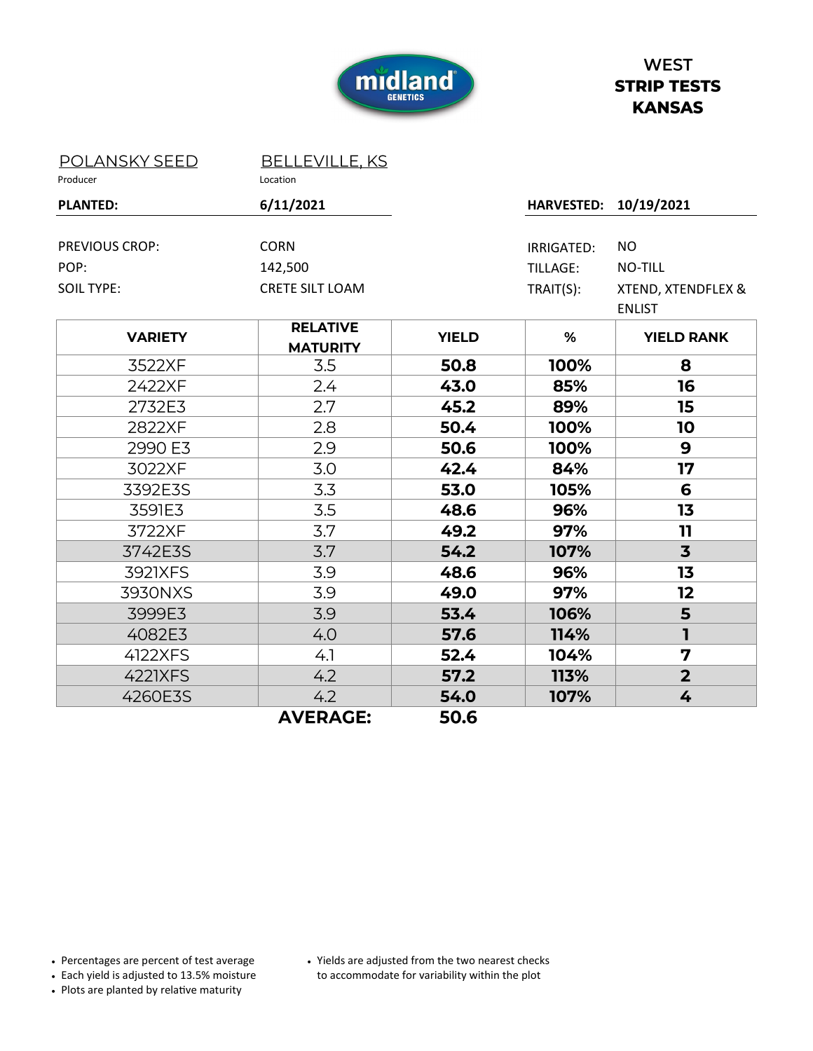midland GENETICS

# WEST STRIP TESTS KANSAS

POLANSKY SEED — Producer

BELLEVILLE, KS — Location

**PLANTED:** **6/11/2021**

**HARVESTED:** **10/19/2021**

PREVIOUS CROP: CORN

POP: 142,500

SOIL TYPE: CRETE SILT LOAM

IRRIGATED: NO

TILLAGE: NO-TILL

TRAIT(S): XTEND, XTENDFLEX & ENLIST

| VARIETY | RELATIVE MATURITY | YIELD | % | YIELD RANK |
|---|---|---|---|---|
| 3522XF | 3.5 | **50.8** | **100%** | **8** |
| 2422XF | 2.4 | **43.0** | **85%** | **16** |
| 2732E3 | 2.7 | **45.2** | **89%** | **15** |
| 2822XF | 2.8 | **50.4** | **100%** | **10** |
| 2990 E3 | 2.9 | **50.6** | **100%** | **9** |
| 3022XF | 3.0 | **42.4** | **84%** | **17** |
| 3392E3S | 3.3 | **53.0** | **105%** | **6** |
| 3591E3 | 3.5 | **48.6** | **96%** | **13** |
| 3722XF | 3.7 | **49.2** | **97%** | **11** |
| 3742E3S | 3.7 | **54.2** | **107%** | **3** |
| 3921XFS | 3.9 | **48.6** | **96%** | **13** |
| 3930NXS | 3.9 | **49.0** | **97%** | **12** |
| 3999E3 | 3.9 | **53.4** | **106%** | **5** |
| 4082E3 | 4.0 | **57.6** | **114%** | **1** |
| 4122XFS | 4.1 | **52.4** | **104%** | **7** |
| 4221XFS | 4.2 | **57.2** | **113%** | **2** |
| 4260E3S | 4.2 | **54.0** | **107%** | **4** |
| | **AVERAGE:** | **50.6** | | |

- Percentages are percent of test average
- Each yield is adjusted to 13.5% moisture
- Plots are planted by relative maturity
- Yields are adjusted from the two nearest checks to accommodate for variability within the plot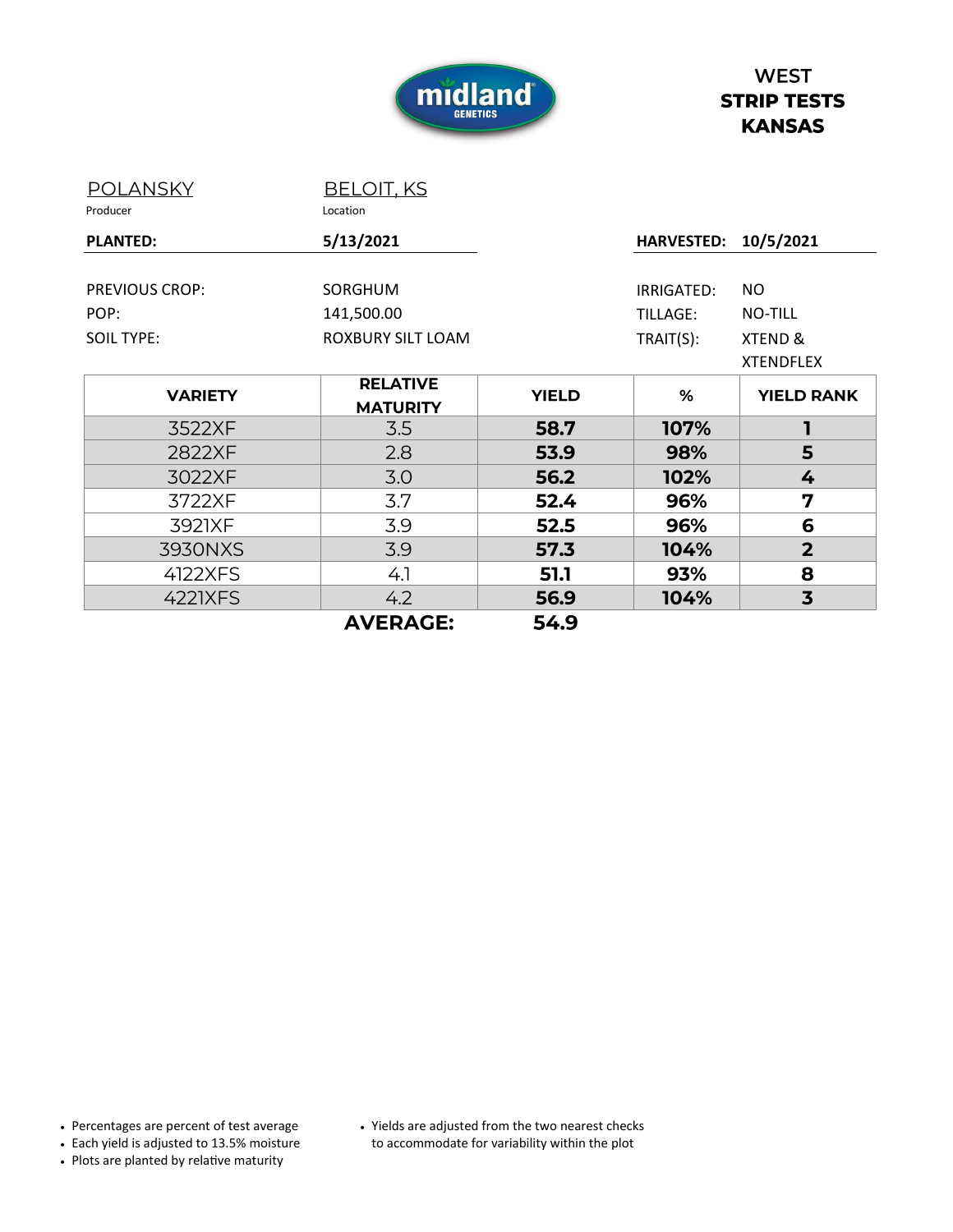# WEST
# STRIP TESTS
# KANSAS

POLANSKY
Producer

BELOIT, KS
Location

**PLANTED:** **5/13/2021** **HARVESTED:** **10/5/2021**

PREVIOUS CROP: SORGHUM
POP: 141,500.00
SOIL TYPE: ROXBURY SILT LOAM

IRRIGATED: NO
TILLAGE: NO-TILL
TRAIT(S): XTEND & XTENDFLEX

| VARIETY | RELATIVE MATURITY | YIELD | % | YIELD RANK |
|---|---|---|---|---|
| 3522XF | 3.5 | **58.7** | **107%** | **1** |
| 2822XF | 2.8 | **53.9** | **98%** | **5** |
| 3022XF | 3.0 | **56.2** | **102%** | **4** |
| 3722XF | 3.7 | **52.4** | **96%** | **7** |
| 3921XF | 3.9 | **52.5** | **96%** | **6** |
| 3930NXS | 3.9 | **57.3** | **104%** | **2** |
| 4122XFS | 4.1 | **51.1** | **93%** | **8** |
| 4221XFS | 4.2 | **56.9** | **104%** | **3** |
| | **AVERAGE:** | **54.9** | | |

- Percentages are percent of test average
- Each yield is adjusted to 13.5% moisture
- Plots are planted by relative maturity
- Yields are adjusted from the two nearest checks to accommodate for variability within the plot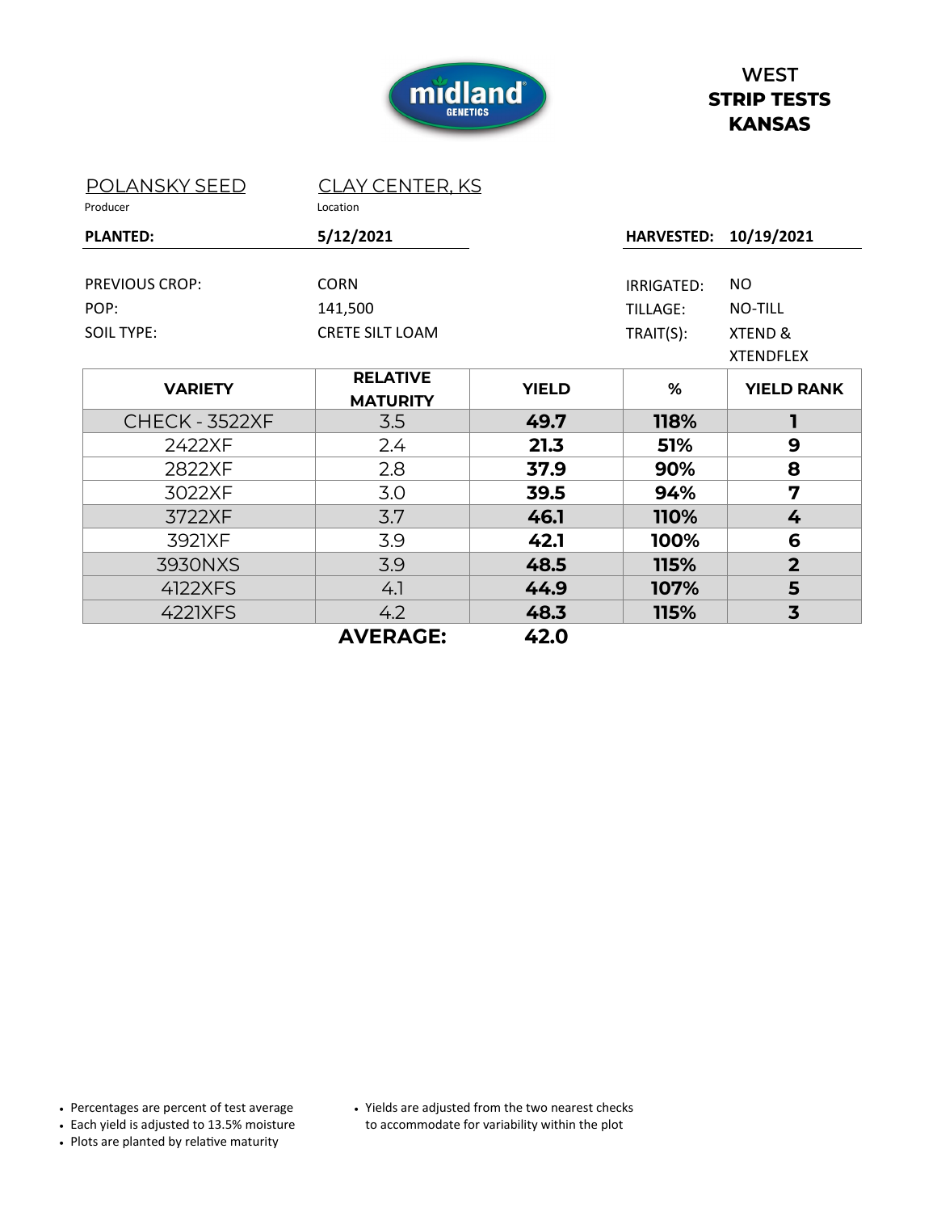midland GENETICS

# WEST STRIP TESTS KANSAS

POLANSKY SEED
Producer

CLAY CENTER, KS
Location

**PLANTED:** **5/12/2021**

**HARVESTED:** **10/19/2021**

| | | | |
|---|---|---|---|
| PREVIOUS CROP: | CORN | IRRIGATED: | NO |
| POP: | 141,500 | TILLAGE: | NO-TILL |
| SOIL TYPE: | CRETE SILT LOAM | TRAIT(S): | XTEND & XTENDFLEX |

| VARIETY | RELATIVE MATURITY | YIELD | % | YIELD RANK |
|---|---|---|---|---|
| CHECK - 3522XF | 3.5 | **49.7** | **118%** | **1** |
| 2422XF | 2.4 | **21.3** | **51%** | **9** |
| 2822XF | 2.8 | **37.9** | **90%** | **8** |
| 3022XF | 3.0 | **39.5** | **94%** | **7** |
| 3722XF | 3.7 | **46.1** | **110%** | **4** |
| 3921XF | 3.9 | **42.1** | **100%** | **6** |
| 3930NXS | 3.9 | **48.5** | **115%** | **2** |
| 4122XFS | 4.1 | **44.9** | **107%** | **5** |
| 4221XFS | 4.2 | **48.3** | **115%** | **3** |
| | **AVERAGE:** | **42.0** | | |

- Percentages are percent of test average
- Each yield is adjusted to 13.5% moisture
- Plots are planted by relative maturity
- Yields are adjusted from the two nearest checks to accommodate for variability within the plot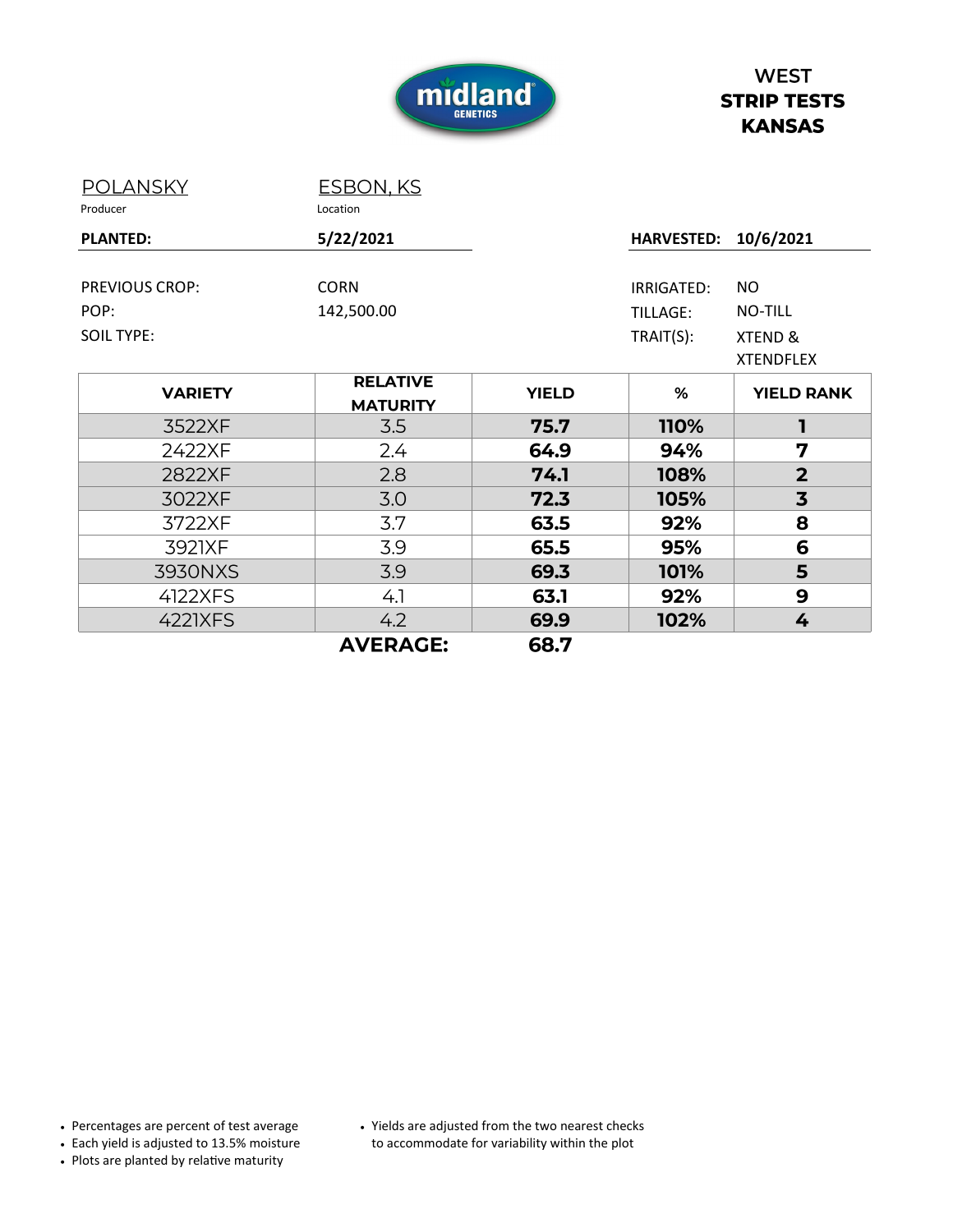midland GENETICS

# WEST STRIP TESTS KANSAS

POLANSKY
Producer

ESBON, KS
Location

**PLANTED:** **5/22/2021** **HARVESTED:** **10/6/2021**

PREVIOUS CROP: CORN
POP: 142,500.00
SOIL TYPE:

IRRIGATED: NO
TILLAGE: NO-TILL
TRAIT(S): XTEND & XTENDFLEX

| VARIETY | RELATIVE MATURITY | YIELD | % | YIELD RANK |
|---|---|---|---|---|
| 3522XF | 3.5 | **75.7** | **110%** | **1** |
| 2422XF | 2.4 | **64.9** | **94%** | **7** |
| 2822XF | 2.8 | **74.1** | **108%** | **2** |
| 3022XF | 3.0 | **72.3** | **105%** | **3** |
| 3722XF | 3.7 | **63.5** | **92%** | **8** |
| 3921XF | 3.9 | **65.5** | **95%** | **6** |
| 3930NXS | 3.9 | **69.3** | **101%** | **5** |
| 4122XFS | 4.1 | **63.1** | **92%** | **9** |
| 4221XFS | 4.2 | **69.9** | **102%** | **4** |
| | **AVERAGE:** | **68.7** | | |

- Percentages are percent of test average
- Each yield is adjusted to 13.5% moisture
- Plots are planted by relative maturity
- Yields are adjusted from the two nearest checks to accommodate for variability within the plot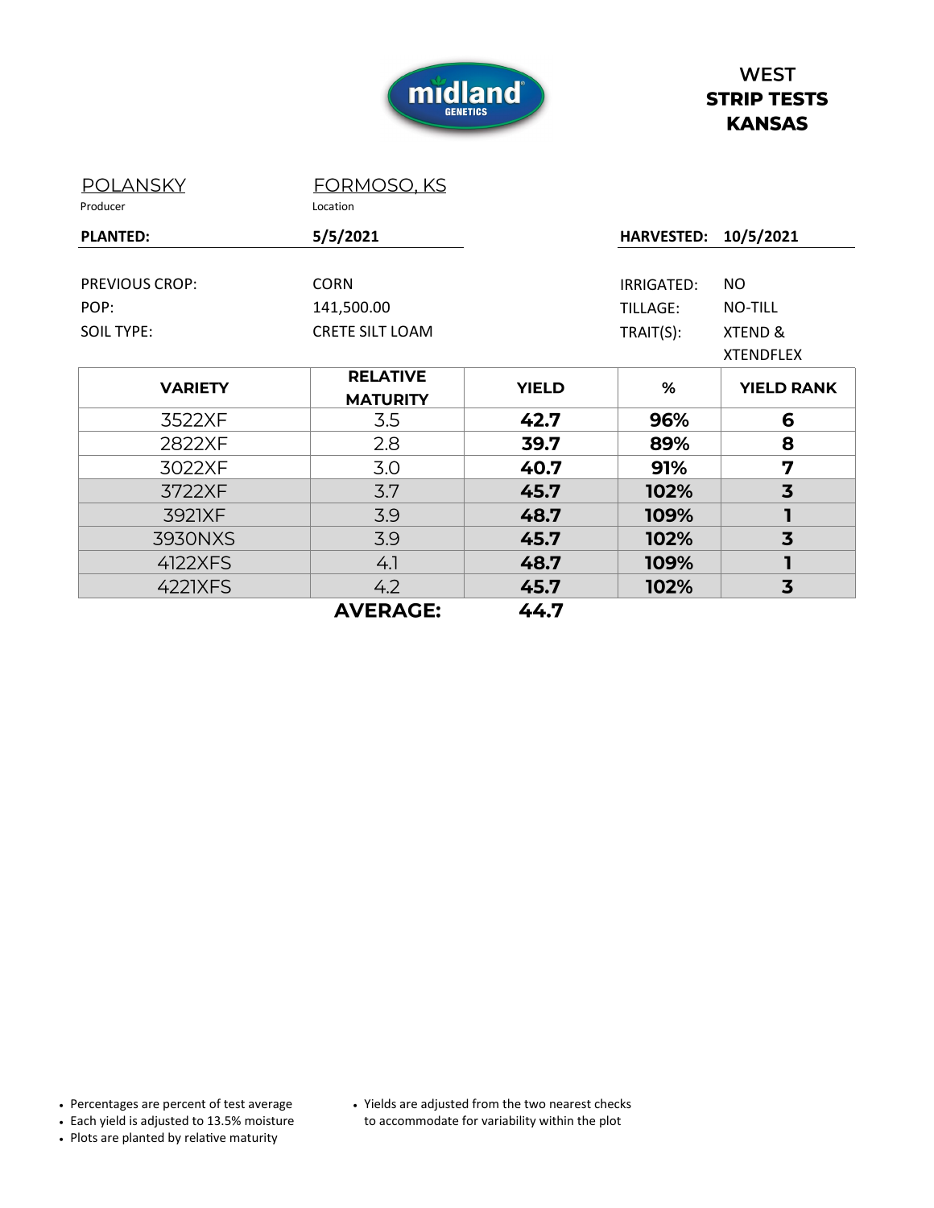midland GENETICS

**WEST**
**STRIP TESTS**
**KANSAS**

POLANSKY — Producer
FORMOSO, KS — Location

**PLANTED:** **5/5/2021**
**HARVESTED:** **10/5/2021**

| | | | |
|---|---|---|---|
| PREVIOUS CROP: | CORN | IRRIGATED: | NO |
| POP: | 141,500.00 | TILLAGE: | NO-TILL |
| SOIL TYPE: | CRETE SILT LOAM | TRAIT(S): | XTEND & XTENDFLEX |

| VARIETY | RELATIVE MATURITY | YIELD | % | YIELD RANK |
|---|---|---|---|---|
| 3522XF | 3.5 | **42.7** | **96%** | **6** |
| 2822XF | 2.8 | **39.7** | **89%** | **8** |
| 3022XF | 3.0 | **40.7** | **91%** | **7** |
| 3722XF | 3.7 | **45.7** | **102%** | **3** |
| 3921XF | 3.9 | **48.7** | **109%** | **1** |
| 3930NXS | 3.9 | **45.7** | **102%** | **3** |
| 4122XFS | 4.1 | **48.7** | **109%** | **1** |
| 4221XFS | 4.2 | **45.7** | **102%** | **3** |
| | **AVERAGE:** | **44.7** | | |

- Percentages are percent of test average
- Each yield is adjusted to 13.5% moisture
- Plots are planted by relative maturity
- Yields are adjusted from the two nearest checks to accommodate for variability within the plot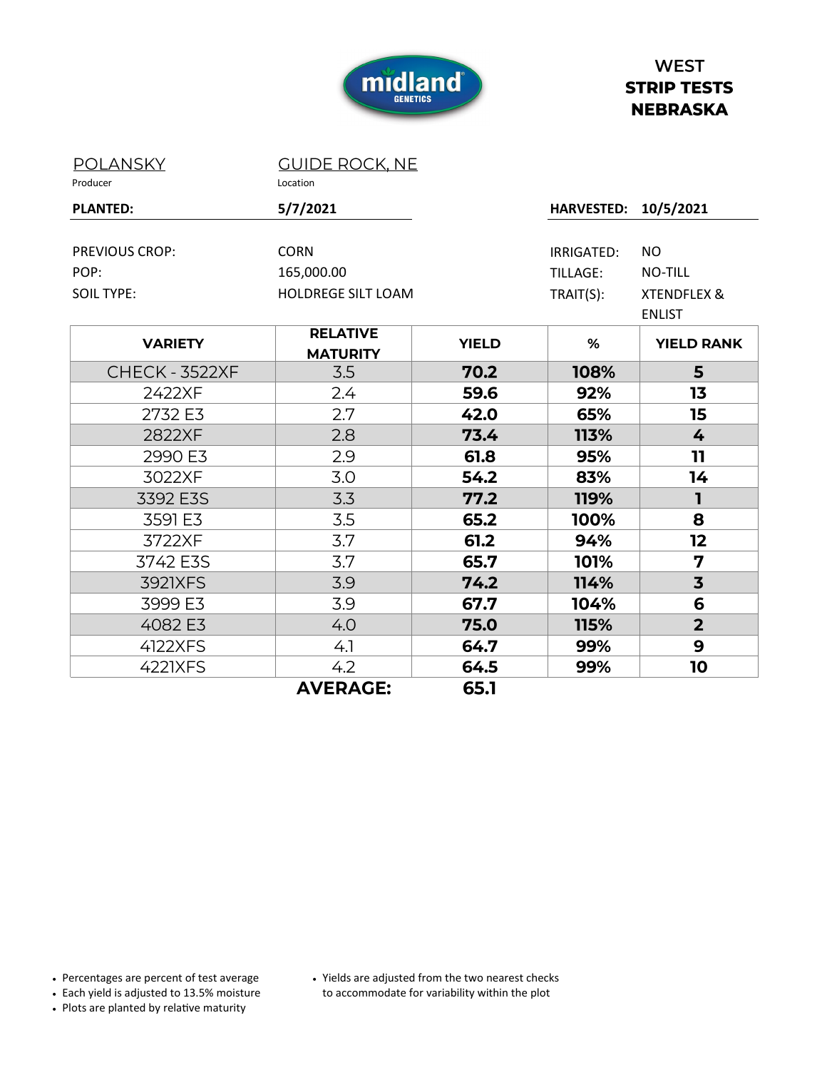midland GENETICS

# WEST STRIP TESTS NEBRASKA

| | |
|---|---|
| POLANSKY | GUIDE ROCK, NE |
| Producer | Location |

**PLANTED:** **5/7/2021** **HARVESTED:** **10/5/2021**

| | | | |
|---|---|---|---|
| PREVIOUS CROP: | CORN | IRRIGATED: | NO |
| POP: | 165,000.00 | TILLAGE: | NO-TILL |
| SOIL TYPE: | HOLDREGE SILT LOAM | TRAIT(S): | XTENDFLEX & ENLIST |

| VARIETY | RELATIVE MATURITY | YIELD | % | YIELD RANK |
|---|---|---|---|---|
| CHECK - 3522XF | 3.5 | **70.2** | **108%** | **5** |
| 2422XF | 2.4 | **59.6** | **92%** | **13** |
| 2732 E3 | 2.7 | **42.0** | **65%** | **15** |
| 2822XF | 2.8 | **73.4** | **113%** | **4** |
| 2990 E3 | 2.9 | **61.8** | **95%** | **11** |
| 3022XF | 3.0 | **54.2** | **83%** | **14** |
| 3392 E3S | 3.3 | **77.2** | **119%** | **1** |
| 3591 E3 | 3.5 | **65.2** | **100%** | **8** |
| 3722XF | 3.7 | **61.2** | **94%** | **12** |
| 3742 E3S | 3.7 | **65.7** | **101%** | **7** |
| 3921XFS | 3.9 | **74.2** | **114%** | **3** |
| 3999 E3 | 3.9 | **67.7** | **104%** | **6** |
| 4082 E3 | 4.0 | **75.0** | **115%** | **2** |
| 4122XFS | 4.1 | **64.7** | **99%** | **9** |
| 4221XFS | 4.2 | **64.5** | **99%** | **10** |
| | **AVERAGE:** | **65.1** | | |

- Percentages are percent of test average
- Each yield is adjusted to 13.5% moisture
- Plots are planted by relative maturity
- Yields are adjusted from the two nearest checks to accommodate for variability within the plot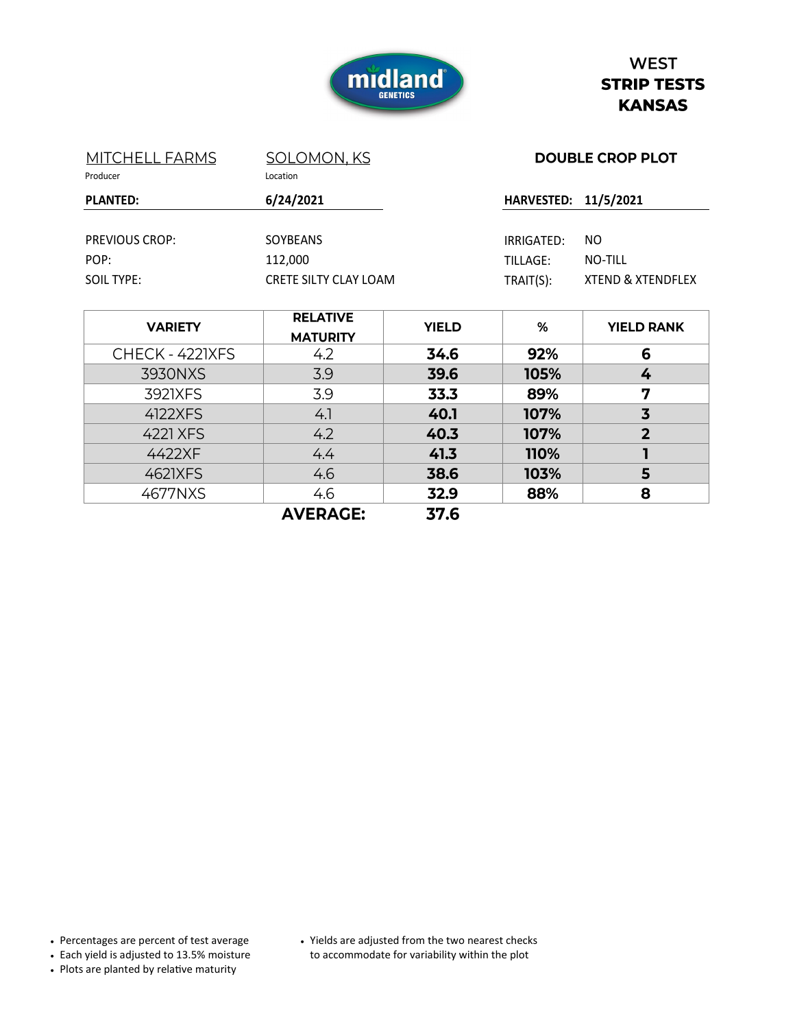midland GENETICS

# WEST STRIP TESTS KANSAS

MITCHELL FARMS
Producer

SOLOMON, KS
Location

**DOUBLE CROP PLOT**

**PLANTED:** **6/24/2021**

**HARVESTED:** **11/5/2021**

| | | | |
|---|---|---|---|
| PREVIOUS CROP: | SOYBEANS | IRRIGATED: | NO |
| POP: | 112,000 | TILLAGE: | NO-TILL |
| SOIL TYPE: | CRETE SILTY CLAY LOAM | TRAIT(S): | XTEND & XTENDFLEX |

| VARIETY | RELATIVE MATURITY | YIELD | % | YIELD RANK |
|---|---|---|---|---|
| CHECK - 4221XFS | 4.2 | **34.6** | **92%** | **6** |
| 3930NXS | 3.9 | **39.6** | **105%** | **4** |
| 3921XFS | 3.9 | **33.3** | **89%** | **7** |
| 4122XFS | 4.1 | **40.1** | **107%** | **3** |
| 4221 XFS | 4.2 | **40.3** | **107%** | **2** |
| 4422XF | 4.4 | **41.3** | **110%** | **1** |
| 4621XFS | 4.6 | **38.6** | **103%** | **5** |
| 4677NXS | 4.6 | **32.9** | **88%** | **8** |
| | **AVERAGE:** | **37.6** | | |

- Percentages are percent of test average
- Each yield is adjusted to 13.5% moisture
- Plots are planted by relative maturity
- Yields are adjusted from the two nearest checks to accommodate for variability within the plot